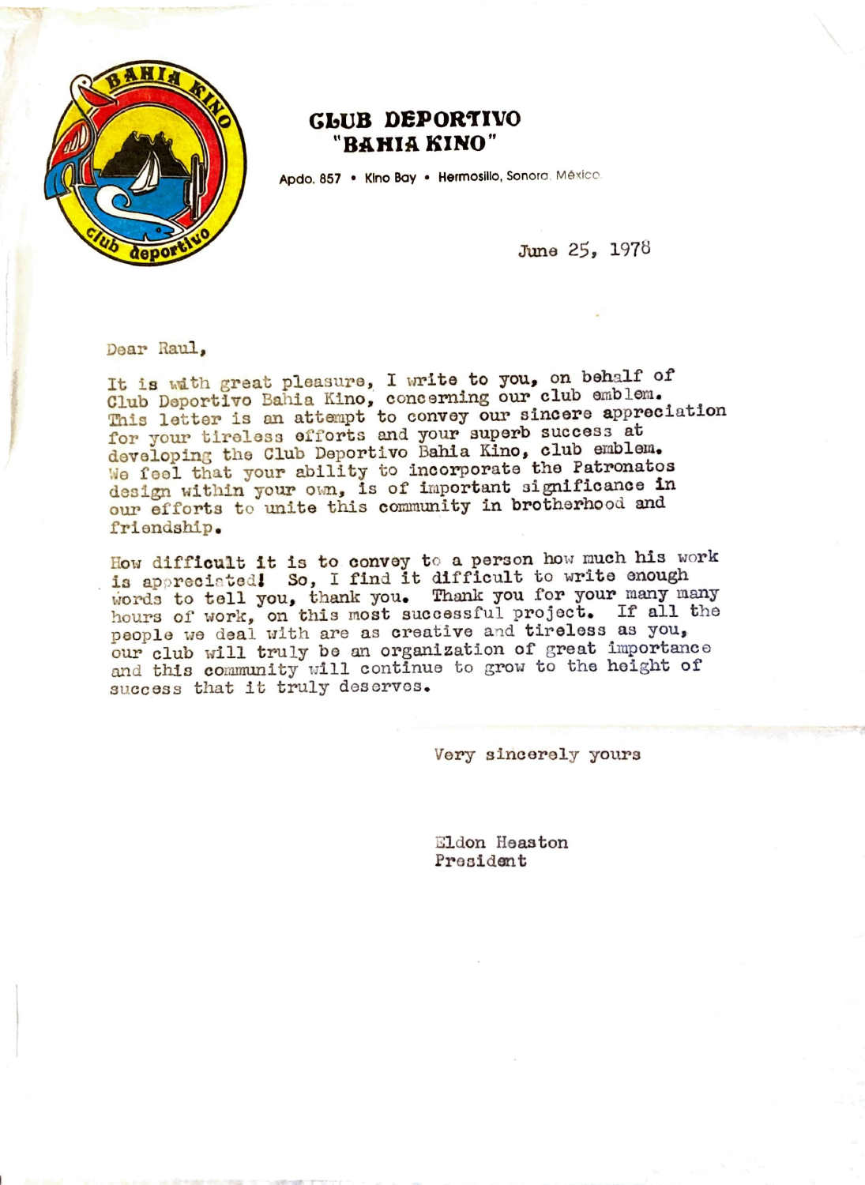# CLUB DEPORTIVO "BAHIA KINO"

Apdo. 857 • Kino Bay • Hermosillo, Sonora, México

June 25, 1978

Dear Raul,

It is with great pleasure, I write to you, on behalf of Club Deportivo Bahia Kino, concerning our club emblem. This letter is an attempt to convey our sincere appreciation for your tireless efforts and your superb success at developing the Club Deportivo Bahia Kino, club emblem. We feel that your ability to incorporate the Patronatos design within your own, is of important significance in our efforts to unite this community in brotherhood and friendship.

How difficult it is to convey to a person how much his work is appreciated! So, I find it difficult to write enough words to tell you, thank you. Thank you for your many many hours of work, on this most successful project. If all the people we deal with are as creative and tireless as you, our club will truly be an organization of great importance and this community will continue to grow to the height of success that it truly deserves.

Very sincerely yours

Eldon Heaston
President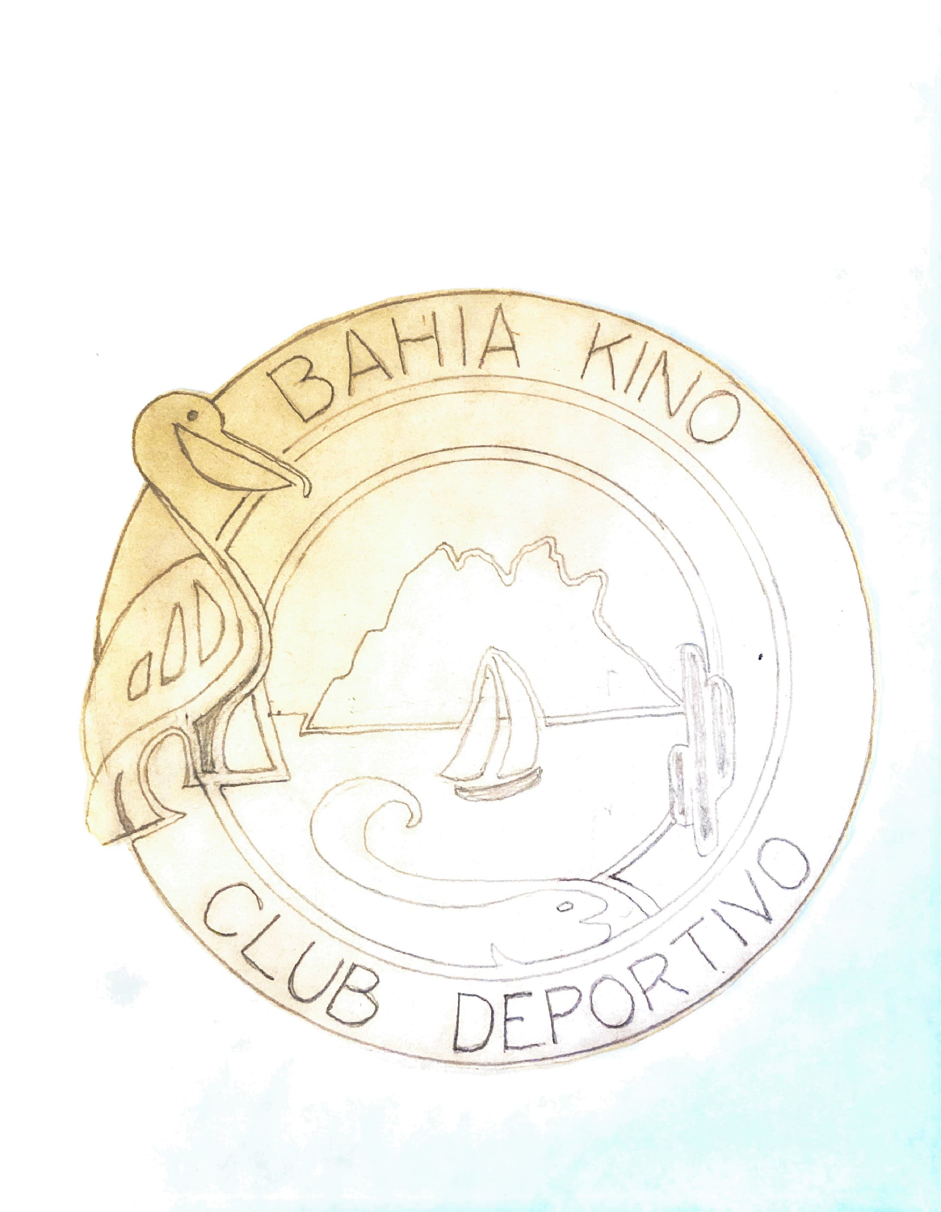BAHIA KINO

CLUB DEPORTIVO